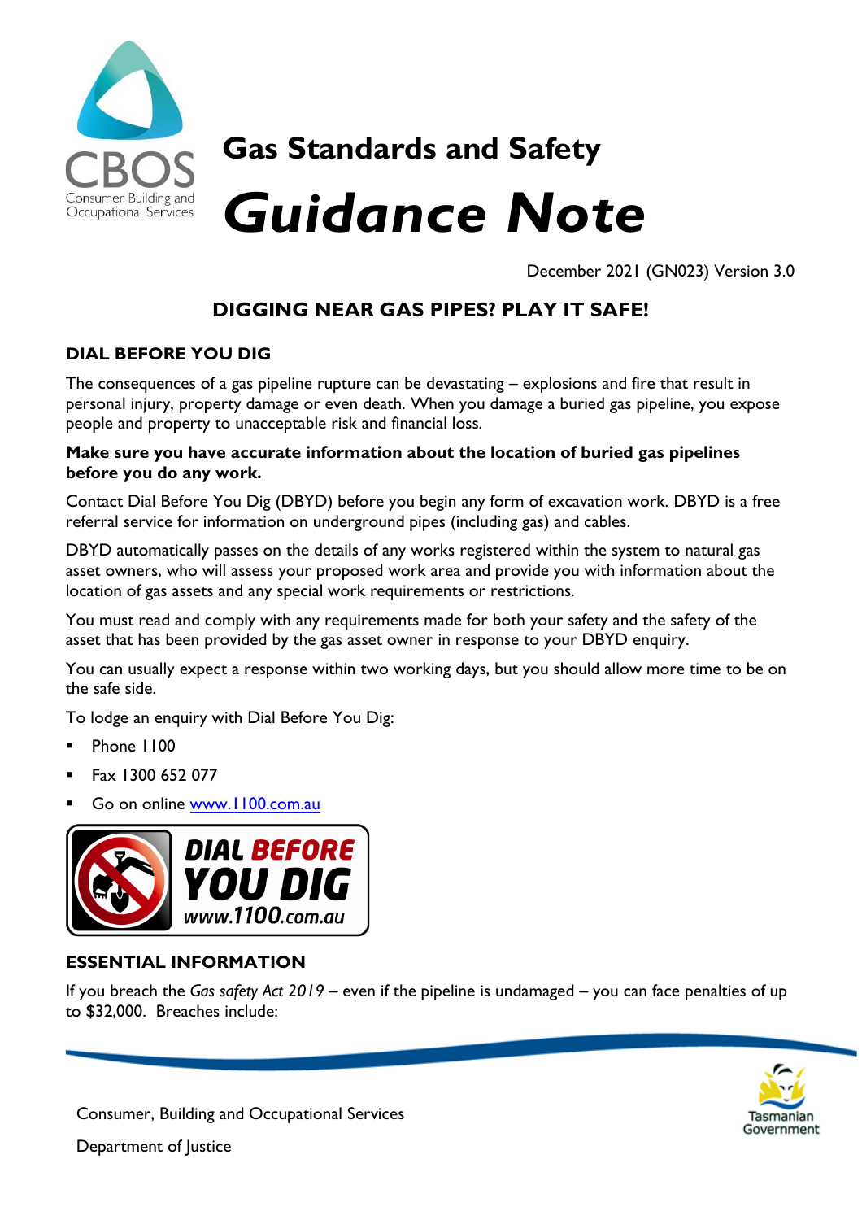# Gas Standards and Safety

# *Guidance Note*

December 2021 (GN023) Version 3.0

## DIGGING NEAR GAS PIPES? PLAY IT SAFE!

### DIAL BEFORE YOU DIG

The consequences of a gas pipeline rupture can be devastating – explosions and fire that result in personal injury, property damage or even death. When you damage a buried gas pipeline, you expose people and property to unacceptable risk and financial loss.

**Make sure you have accurate information about the location of buried gas pipelines before you do any work.**

Contact Dial Before You Dig (DBYD) before you begin any form of excavation work. DBYD is a free referral service for information on underground pipes (including gas) and cables.

DBYD automatically passes on the details of any works registered within the system to natural gas asset owners, who will assess your proposed work area and provide you with information about the location of gas assets and any special work requirements or restrictions.

You must read and comply with any requirements made for both your safety and the safety of the asset that has been provided by the gas asset owner in response to your DBYD enquiry.

You can usually expect a response within two working days, but you should allow more time to be on the safe side.

To lodge an enquiry with Dial Before You Dig:

- Phone 1100
- Fax 1300 652 077
- Go on online www.1100.com.au

DIAL BEFORE YOU DIG www.1100.com.au

### ESSENTIAL INFORMATION

If you breach the *Gas safety Act 2019* – even if the pipeline is undamaged – you can face penalties of up to $32,000. Breaches include: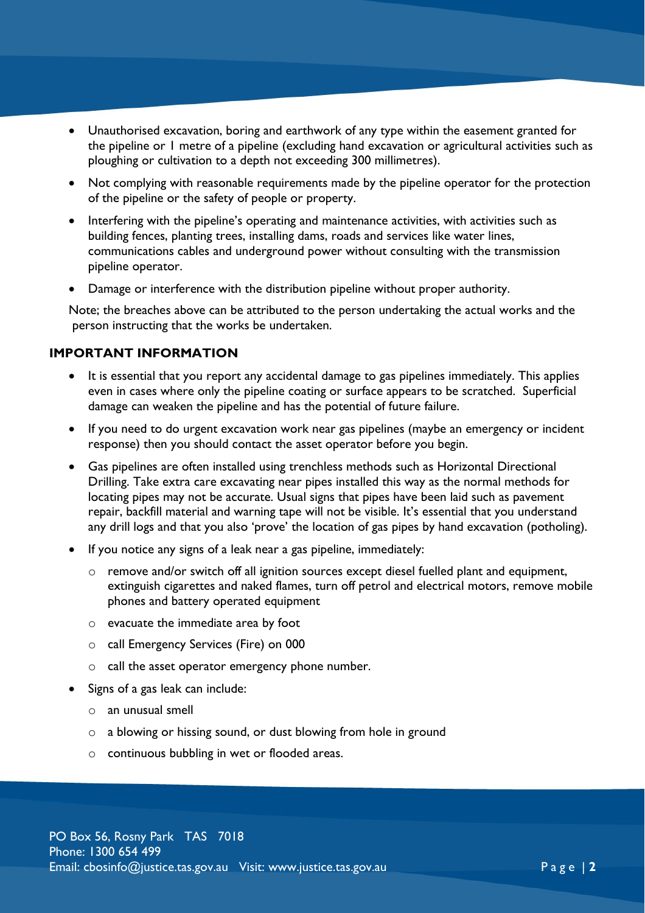- Unauthorised excavation, boring and earthwork of any type within the easement granted for the pipeline or 1 metre of a pipeline (excluding hand excavation or agricultural activities such as ploughing or cultivation to a depth not exceeding 300 millimetres).
- Not complying with reasonable requirements made by the pipeline operator for the protection of the pipeline or the safety of people or property.
- Interfering with the pipeline's operating and maintenance activities, with activities such as building fences, planting trees, installing dams, roads and services like water lines, communications cables and underground power without consulting with the transmission pipeline operator.
- Damage or interference with the distribution pipeline without proper authority.

Note; the breaches above can be attributed to the person undertaking the actual works and the person instructing that the works be undertaken.

## IMPORTANT INFORMATION

- It is essential that you report any accidental damage to gas pipelines immediately. This applies even in cases where only the pipeline coating or surface appears to be scratched. Superficial damage can weaken the pipeline and has the potential of future failure.
- If you need to do urgent excavation work near gas pipelines (maybe an emergency or incident response) then you should contact the asset operator before you begin.
- Gas pipelines are often installed using trenchless methods such as Horizontal Directional Drilling. Take extra care excavating near pipes installed this way as the normal methods for locating pipes may not be accurate. Usual signs that pipes have been laid such as pavement repair, backfill material and warning tape will not be visible. It's essential that you understand any drill logs and that you also 'prove' the location of gas pipes by hand excavation (potholing).
- If you notice any signs of a leak near a gas pipeline, immediately:
  - remove and/or switch off all ignition sources except diesel fuelled plant and equipment, extinguish cigarettes and naked flames, turn off petrol and electrical motors, remove mobile phones and battery operated equipment
  - evacuate the immediate area by foot
  - call Emergency Services (Fire) on 000
  - call the asset operator emergency phone number.
- Signs of a gas leak can include:
  - an unusual smell
  - a blowing or hissing sound, or dust blowing from hole in ground
  - continuous bubbling in wet or flooded areas.

PO Box 56, Rosny Park TAS 7018
Phone: 1300 654 499
Email: cbosinfo@justice.tas.gov.au Visit: www.justice.tas.gov.au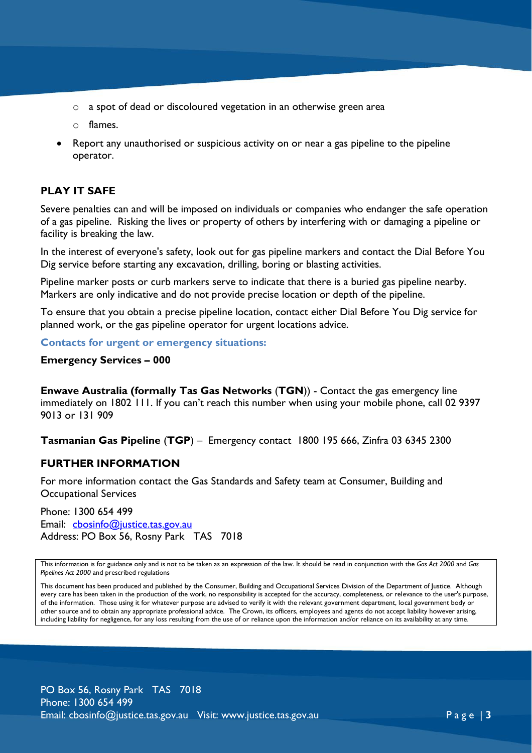- a spot of dead or discoloured vegetation in an otherwise green area
  - flames.
- Report any unauthorised or suspicious activity on or near a gas pipeline to the pipeline operator.

## PLAY IT SAFE

Severe penalties can and will be imposed on individuals or companies who endanger the safe operation of a gas pipeline. Risking the lives or property of others by interfering with or damaging a pipeline or facility is breaking the law.

In the interest of everyone's safety, look out for gas pipeline markers and contact the Dial Before You Dig service before starting any excavation, drilling, boring or blasting activities.

Pipeline marker posts or curb markers serve to indicate that there is a buried gas pipeline nearby. Markers are only indicative and do not provide precise location or depth of the pipeline.

To ensure that you obtain a precise pipeline location, contact either Dial Before You Dig service for planned work, or the gas pipeline operator for urgent locations advice.

### Contacts for urgent or emergency situations:

**Emergency Services – 000**

**Enwave Australia (formally Tas Gas Networks (TGN))** - Contact the gas emergency line immediately on 1802 111. If you can't reach this number when using your mobile phone, call 02 9397 9013 or 131 909

**Tasmanian Gas Pipeline (TGP)** – Emergency contact 1800 195 666, Zinfra 03 6345 2300

## FURTHER INFORMATION

For more information contact the Gas Standards and Safety team at Consumer, Building and Occupational Services

Phone: 1300 654 499
Email: cbosinfo@justice.tas.gov.au
Address: PO Box 56, Rosny Park TAS 7018

This information is for guidance only and is not to be taken as an expression of the law. It should be read in conjunction with the *Gas Act 2000* and *Gas Pipelines Act 2000* and prescribed regulations

This document has been produced and published by the Consumer, Building and Occupational Services Division of the Department of Justice. Although every care has been taken in the production of the work, no responsibility is accepted for the accuracy, completeness, or relevance to the user's purpose, of the information. Those using it for whatever purpose are advised to verify it with the relevant government department, local government body or other source and to obtain any appropriate professional advice. The Crown, its officers, employees and agents do not accept liability however arising, including liability for negligence, for any loss resulting from the use of or reliance upon the information and/or reliance on its availability at any time.